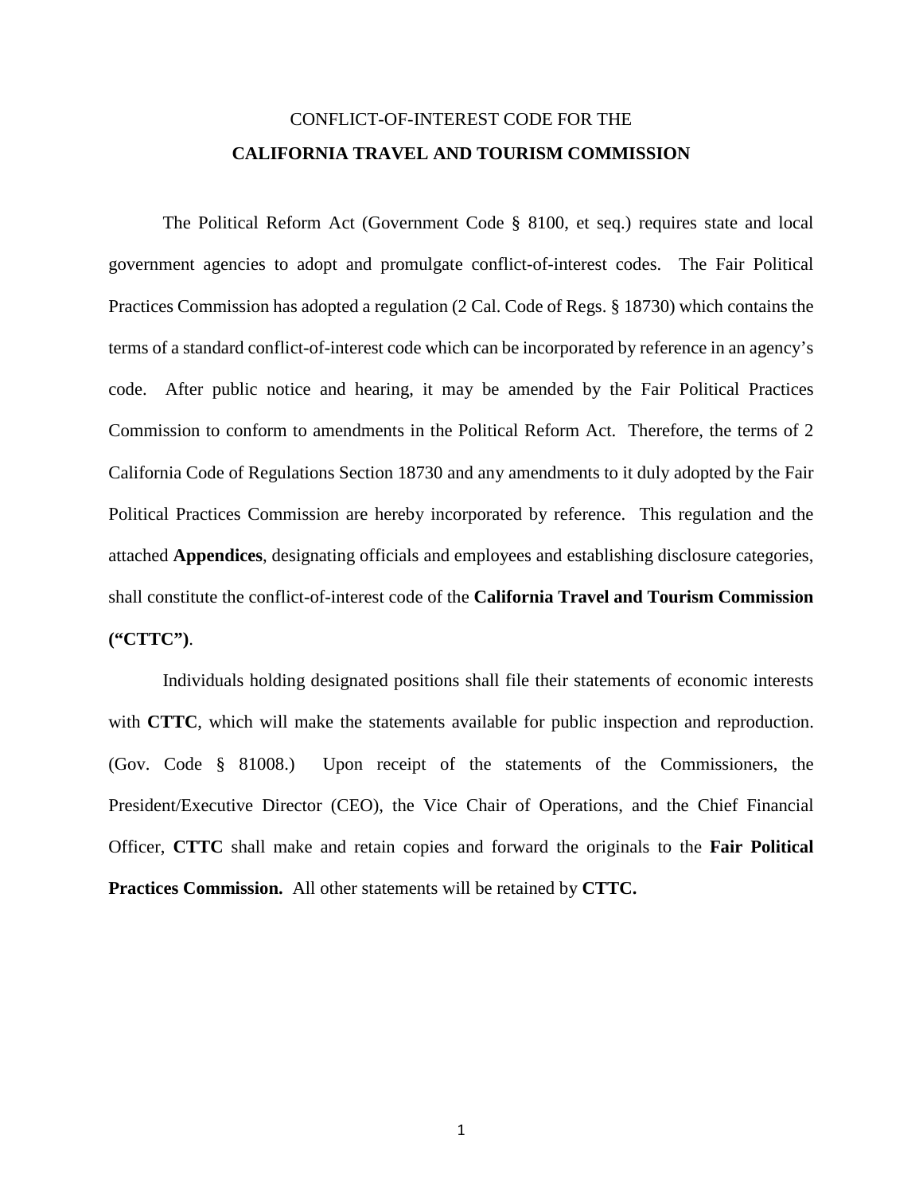CONFLICT-OF-INTEREST CODE FOR THE

**CALIFORNIA TRAVEL AND TOURISM COMMISSION**

The Political Reform Act (Government Code § 8100, et seq.) requires state and local government agencies to adopt and promulgate conflict-of-interest codes. The Fair Political Practices Commission has adopted a regulation (2 Cal. Code of Regs. § 18730) which contains the terms of a standard conflict-of-interest code which can be incorporated by reference in an agency's code. After public notice and hearing, it may be amended by the Fair Political Practices Commission to conform to amendments in the Political Reform Act. Therefore, the terms of 2 California Code of Regulations Section 18730 and any amendments to it duly adopted by the Fair Political Practices Commission are hereby incorporated by reference. This regulation and the attached **Appendices**, designating officials and employees and establishing disclosure categories, shall constitute the conflict-of-interest code of the **California Travel and Tourism Commission ("CTTC")**.

Individuals holding designated positions shall file their statements of economic interests with **CTTC**, which will make the statements available for public inspection and reproduction. (Gov. Code § 81008.) Upon receipt of the statements of the Commissioners, the President/Executive Director (CEO), the Vice Chair of Operations, and the Chief Financial Officer, **CTTC** shall make and retain copies and forward the originals to the **Fair Political Practices Commission.** All other statements will be retained by **CTTC.**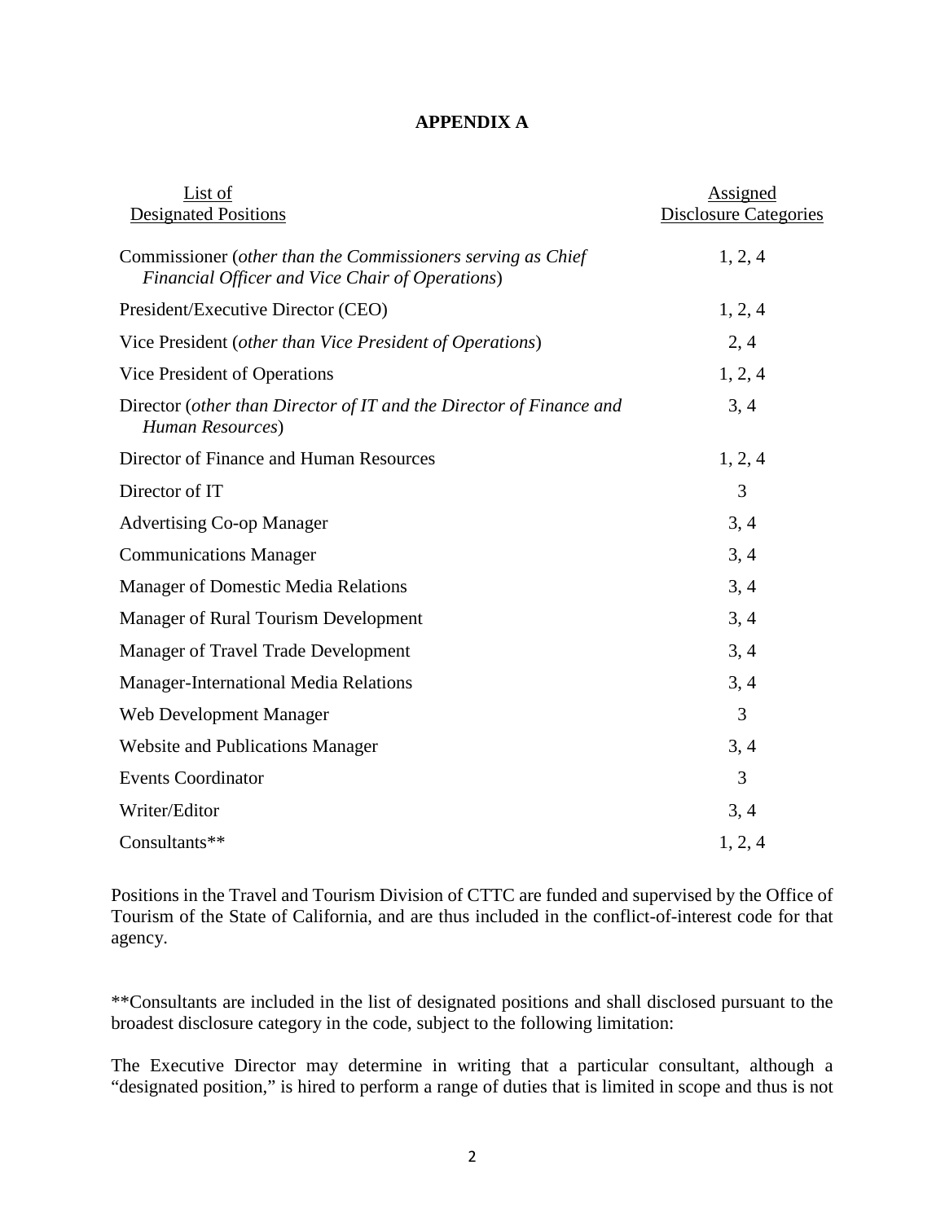# APPENDIX A

| List of Designated Positions | Assigned Disclosure Categories |
|---|---|
| Commissioner (*other than the Commissioners serving as Chief Financial Officer and Vice Chair of Operations*) | 1, 2, 4 |
| President/Executive Director (CEO) | 1, 2, 4 |
| Vice President (*other than Vice President of Operations*) | 2, 4 |
| Vice President of Operations | 1, 2, 4 |
| Director (*other than Director of IT and the Director of Finance and Human Resources*) | 3, 4 |
| Director of Finance and Human Resources | 1, 2, 4 |
| Director of IT | 3 |
| Advertising Co-op Manager | 3, 4 |
| Communications Manager | 3, 4 |
| Manager of Domestic Media Relations | 3, 4 |
| Manager of Rural Tourism Development | 3, 4 |
| Manager of Travel Trade Development | 3, 4 |
| Manager-International Media Relations | 3, 4 |
| Web Development Manager | 3 |
| Website and Publications Manager | 3, 4 |
| Events Coordinator | 3 |
| Writer/Editor | 3, 4 |
| Consultants** | 1, 2, 4 |

Positions in the Travel and Tourism Division of CTTC are funded and supervised by the Office of Tourism of the State of California, and are thus included in the conflict-of-interest code for that agency.

**Consultants are included in the list of designated positions and shall disclosed pursuant to the broadest disclosure category in the code, subject to the following limitation:

The Executive Director may determine in writing that a particular consultant, although a "designated position," is hired to perform a range of duties that is limited in scope and thus is not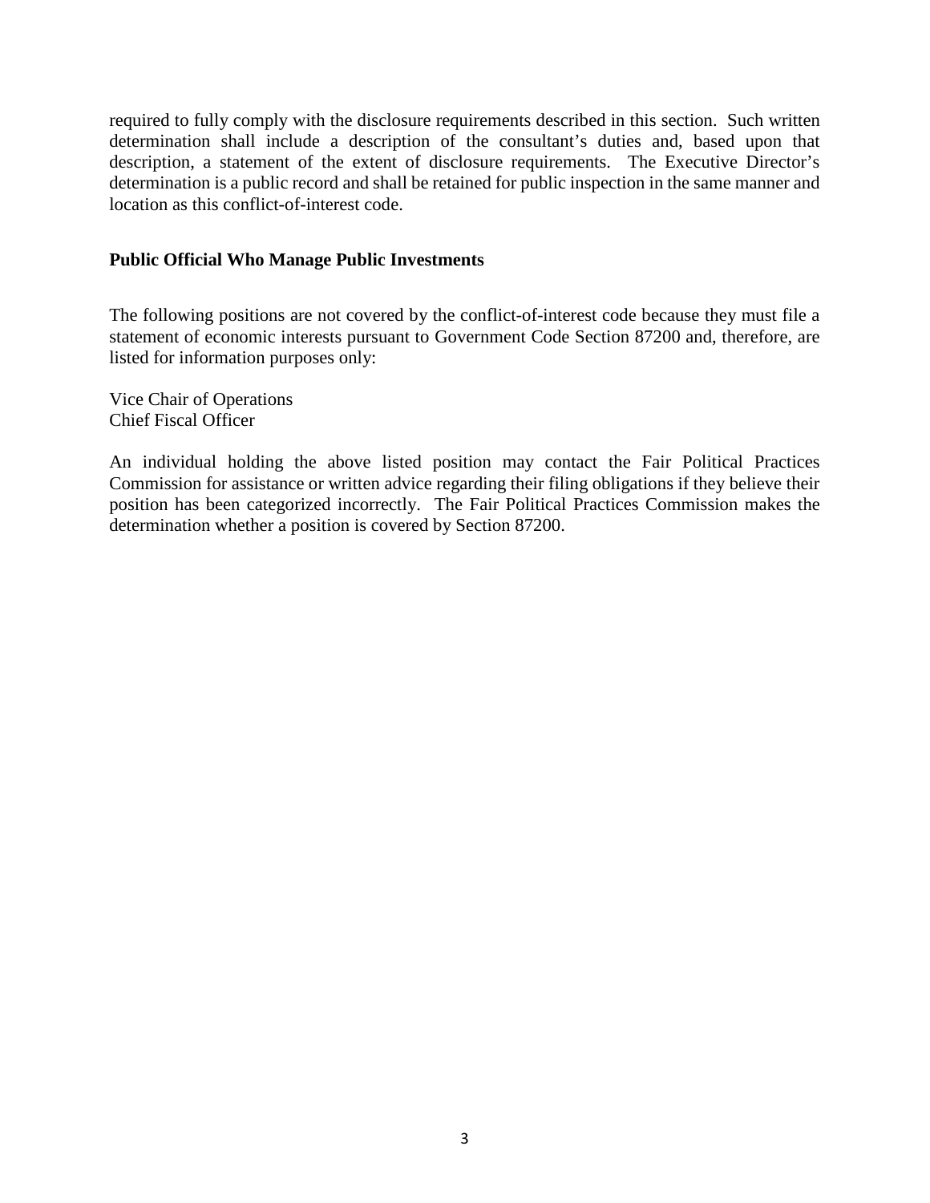required to fully comply with the disclosure requirements described in this section. Such written determination shall include a description of the consultant's duties and, based upon that description, a statement of the extent of disclosure requirements. The Executive Director's determination is a public record and shall be retained for public inspection in the same manner and location as this conflict-of-interest code.

**Public Official Who Manage Public Investments**

The following positions are not covered by the conflict-of-interest code because they must file a statement of economic interests pursuant to Government Code Section 87200 and, therefore, are listed for information purposes only:

Vice Chair of Operations
Chief Fiscal Officer

An individual holding the above listed position may contact the Fair Political Practices Commission for assistance or written advice regarding their filing obligations if they believe their position has been categorized incorrectly. The Fair Political Practices Commission makes the determination whether a position is covered by Section 87200.